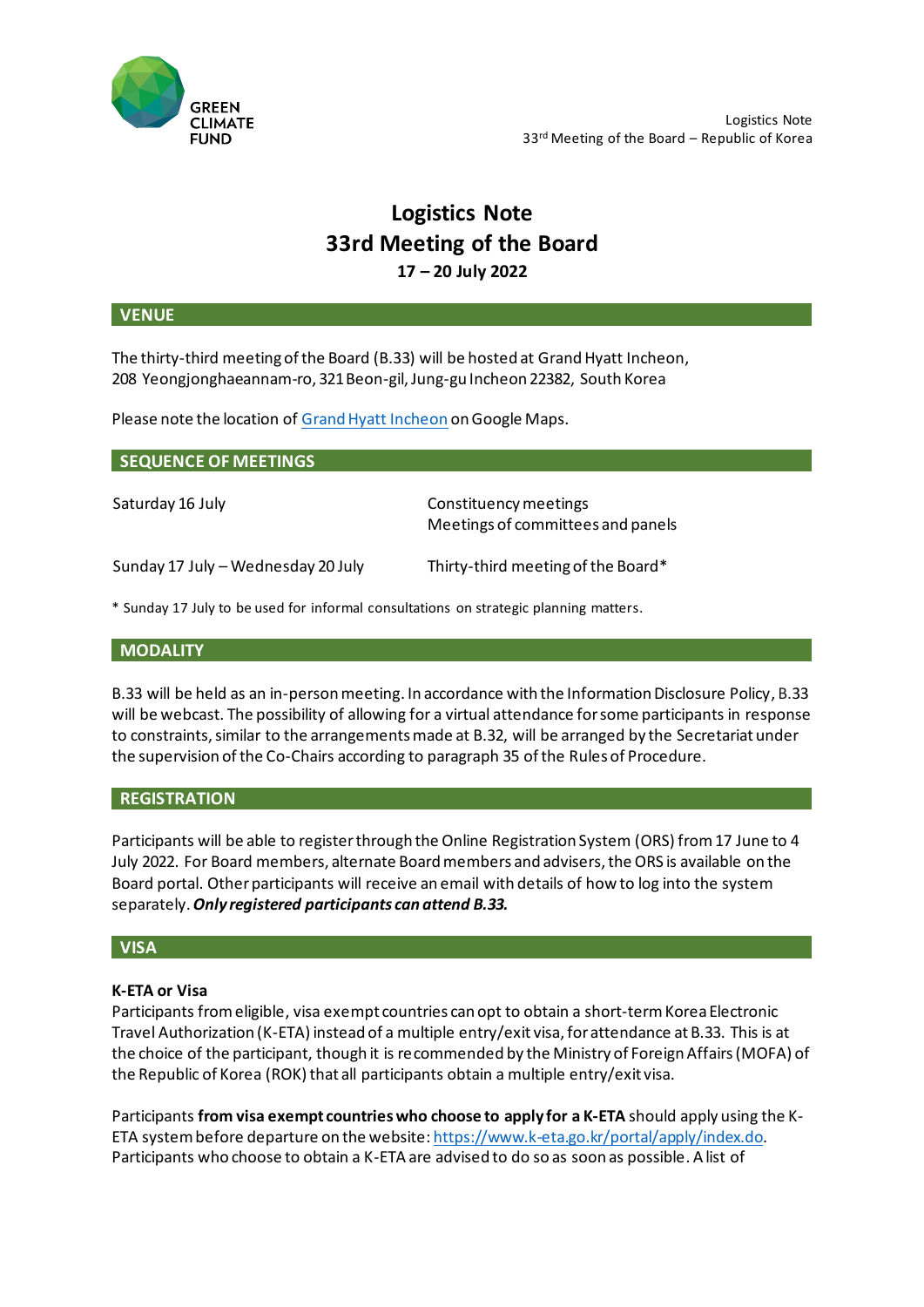# Logistics Note
# 33rd Meeting of the Board
**17 – 20 July 2022**

## VENUE

The thirty-third meeting of the Board (B.33) will be hosted at Grand Hyatt Incheon, 208 Yeongjonghaeannam-ro, 321 Beon-gil, Jung-gu Incheon 22382, South Korea

Please note the location of [Grand Hyatt Incheon]() on Google Maps.

## SEQUENCE OF MEETINGS

| | |
|---|---|
| Saturday 16 July | Constituency meetings<br>Meetings of committees and panels |
| Sunday 17 July – Wednesday 20 July | Thirty-third meeting of the Board* |

* Sunday 17 July to be used for informal consultations on strategic planning matters.

## MODALITY

B.33 will be held as an in-person meeting. In accordance with the Information Disclosure Policy, B.33 will be webcast. The possibility of allowing for a virtual attendance for some participants in response to constraints, similar to the arrangements made at B.32, will be arranged by the Secretariat under the supervision of the Co-Chairs according to paragraph 35 of the Rules of Procedure.

## REGISTRATION

Participants will be able to register through the Online Registration System (ORS) from 17 June to 4 July 2022. For Board members, alternate Board members and advisers, the ORS is available on the Board portal. Other participants will receive an email with details of how to log into the system separately. ***Only registered participants can attend B.33.***

## VISA

**K-ETA or Visa**

Participants from eligible, visa exempt countries can opt to obtain a short-term Korea Electronic Travel Authorization (K-ETA) instead of a multiple entry/exit visa, for attendance at B.33. This is at the choice of the participant, though it is recommended by the Ministry of Foreign Affairs (MOFA) of the Republic of Korea (ROK) that all participants obtain a multiple entry/exit visa.

Participants **from visa exempt countries who choose to apply for a K-ETA** should apply using the K-ETA system before departure on the website: https://www.k-eta.go.kr/portal/apply/index.do. Participants who choose to obtain a K-ETA are advised to do so as soon as possible. A list of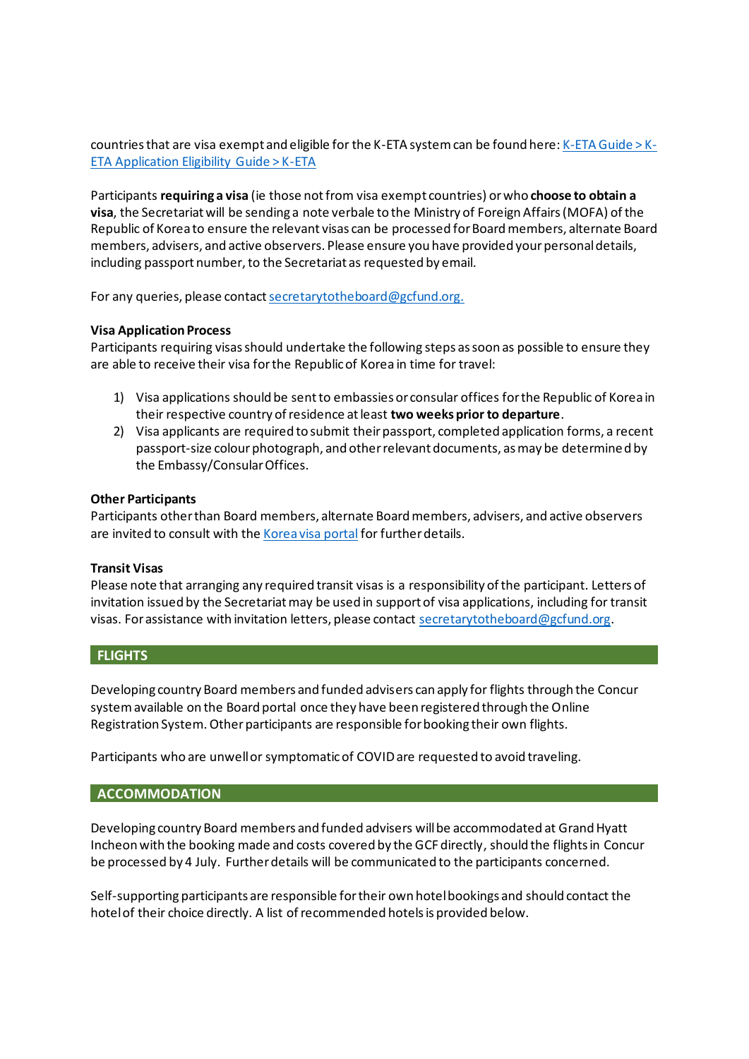countries that are visa exempt and eligible for the K-ETA system can be found here: [K-ETA Guide > K-ETA Application Eligibility Guide > K-ETA]()

Participants **requiring a visa** (ie those not from visa exempt countries) or who **choose to obtain a visa**, the Secretariat will be sending a note verbale to the Ministry of Foreign Affairs (MOFA) of the Republic of Korea to ensure the relevant visas can be processed for Board members, alternate Board members, advisers, and active observers. Please ensure you have provided your personal details, including passport number, to the Secretariat as requested by email.

For any queries, please contact secretarytotheboard@gcfund.org.

**Visa Application Process**

Participants requiring visas should undertake the following steps as soon as possible to ensure they are able to receive their visa for the Republic of Korea in time for travel:

1) Visa applications should be sent to embassies or consular offices for the Republic of Korea in their respective country of residence at least **two weeks prior to departure**.
2) Visa applicants are required to submit their passport, completed application forms, a recent passport-size colour photograph, and other relevant documents, as may be determined by the Embassy/Consular Offices.

**Other Participants**

Participants other than Board members, alternate Board members, advisers, and active observers are invited to consult with the [Korea visa portal]() for further details.

**Transit Visas**

Please note that arranging any required transit visas is a responsibility of the participant. Letters of invitation issued by the Secretariat may be used in support of visa applications, including for transit visas. For assistance with invitation letters, please contact secretarytotheboard@gcfund.org.

## FLIGHTS

Developing country Board members and funded advisers can apply for flights through the Concur system available on the Board portal once they have been registered through the Online Registration System. Other participants are responsible for booking their own flights.

Participants who are unwell or symptomatic of COVID are requested to avoid traveling.

## ACCOMMODATION

Developing country Board members and funded advisers will be accommodated at Grand Hyatt Incheon with the booking made and costs covered by the GCF directly, should the flights in Concur be processed by 4 July. Further details will be communicated to the participants concerned.

Self-supporting participants are responsible for their own hotel bookings and should contact the hotel of their choice directly. A list of recommended hotels is provided below.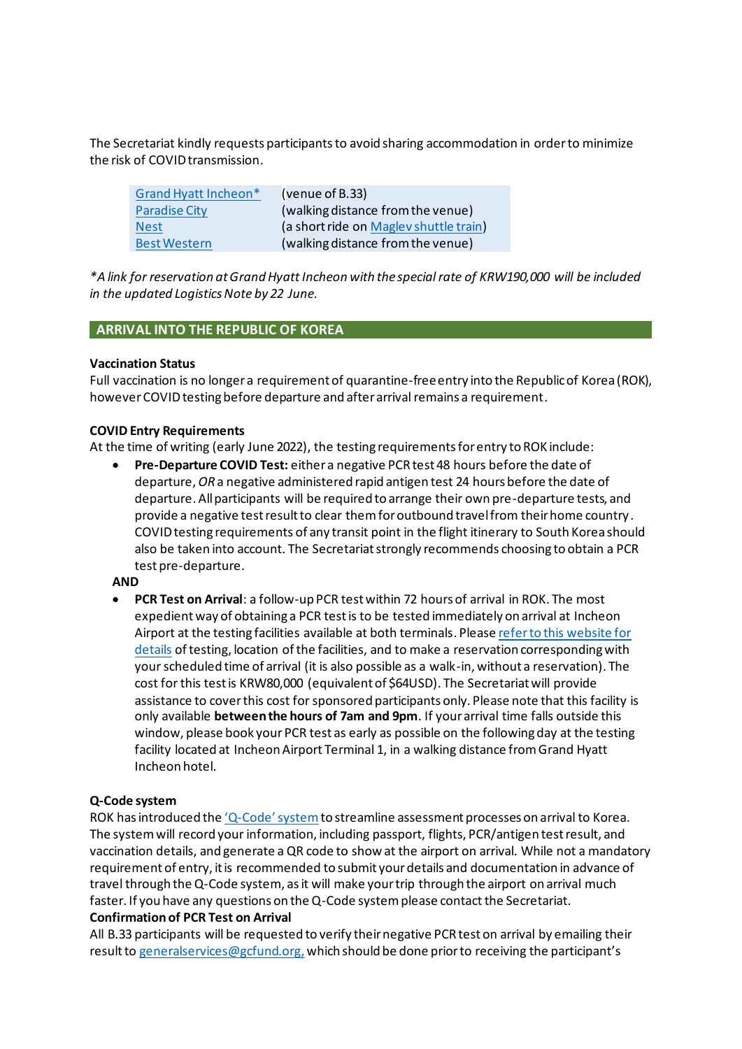The Secretariat kindly requests participants to avoid sharing accommodation in order to minimize the risk of COVID transmission.

| | |
|---|---|
| Grand Hyatt Incheon* | (venue of B.33) |
| Paradise City | (walking distance from the venue) |
| Nest | (a short ride on Maglev shuttle train) |
| Best Western | (walking distance from the venue) |

*\*A link for reservation at Grand Hyatt Incheon with the special rate of KRW190,000 will be included in the updated Logistics Note by 22 June.*

## ARRIVAL INTO THE REPUBLIC OF KOREA

**Vaccination Status**

Full vaccination is no longer a requirement of quarantine-free entry into the Republic of Korea (ROK), however COVID testing before departure and after arrival remains a requirement.

**COVID Entry Requirements**

At the time of writing (early June 2022), the testing requirements for entry to ROK include:

- **Pre-Departure COVID Test:** either a negative PCR test 48 hours before the date of departure, *OR* a negative administered rapid antigen test 24 hours before the date of departure. All participants will be required to arrange their own pre-departure tests, and provide a negative test result to clear them for outbound travel from their home country. COVID testing requirements of any transit point in the flight itinerary to South Korea should also be taken into account. The Secretariat strongly recommends choosing to obtain a PCR test pre-departure.

**AND**

- **PCR Test on Arrival**: a follow-up PCR test within 72 hours of arrival in ROK. The most expedient way of obtaining a PCR test is to be tested immediately on arrival at Incheon Airport at the testing facilities available at both terminals. Please refer to this website for details of testing, location of the facilities, and to make a reservation corresponding with your scheduled time of arrival (it is also possible as a walk-in, without a reservation). The cost for this test is KRW80,000 (equivalent of $64USD). The Secretariat will provide assistance to cover this cost for sponsored participants only. Please note that this facility is only available **between the hours of 7am and 9pm**. If your arrival time falls outside this window, please book your PCR test as early as possible on the following day at the testing facility located at Incheon Airport Terminal 1, in a walking distance from Grand Hyatt Incheon hotel.

**Q-Code system**

ROK has introduced the 'Q-Code' system to streamline assessment processes on arrival to Korea. The system will record your information, including passport, flights, PCR/antigen test result, and vaccination details, and generate a QR code to show at the airport on arrival. While not a mandatory requirement of entry, it is recommended to submit your details and documentation in advance of travel through the Q-Code system, as it will make your trip through the airport on arrival much faster. If you have any questions on the Q-Code system please contact the Secretariat.

**Confirmation of PCR Test on Arrival**

All B.33 participants will be requested to verify their negative PCR test on arrival by emailing their result to generalservices@gcfund.org, which should be done prior to receiving the participant's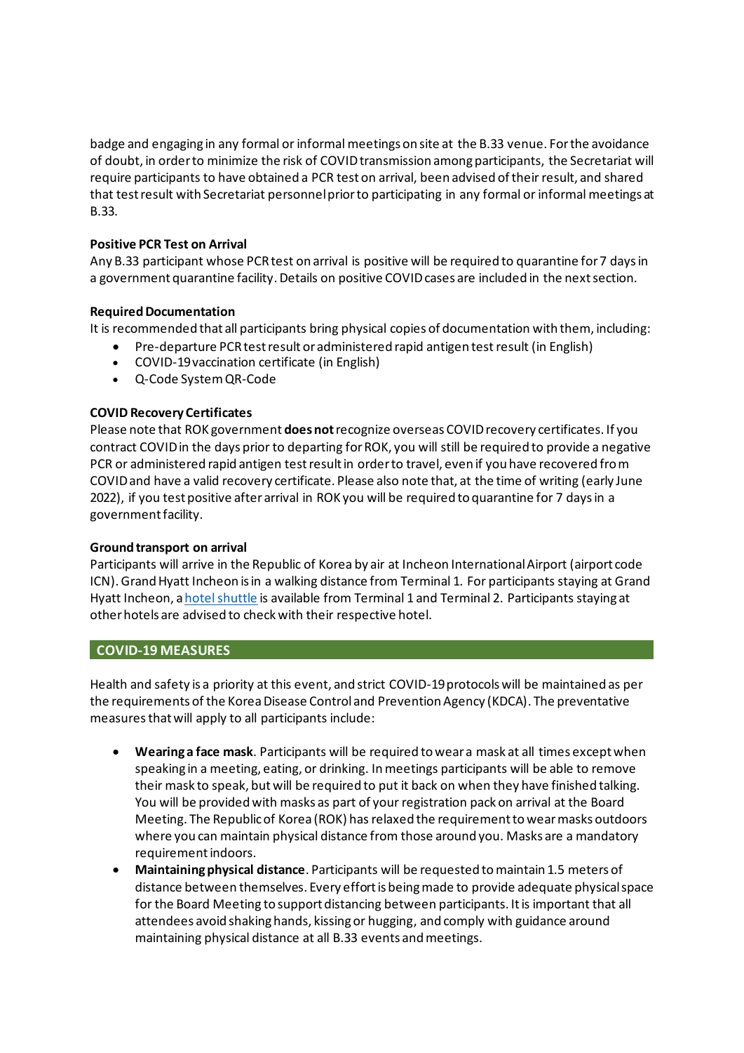badge and engaging in any formal or informal meetings on site at the B.33 venue. For the avoidance of doubt, in order to minimize the risk of COVID transmission among participants, the Secretariat will require participants to have obtained a PCR test on arrival, been advised of their result, and shared that test result with Secretariat personnel prior to participating in any formal or informal meetings at B.33.

**Positive PCR Test on Arrival**

Any B.33 participant whose PCR test on arrival is positive will be required to quarantine for 7 days in a government quarantine facility. Details on positive COVID cases are included in the next section.

**Required Documentation**

It is recommended that all participants bring physical copies of documentation with them, including:

- Pre-departure PCR test result or administered rapid antigen test result (in English)
- COVID-19 vaccination certificate (in English)
- Q-Code System QR-Code

**COVID Recovery Certificates**

Please note that ROK government **does not** recognize overseas COVID recovery certificates. If you contract COVID in the days prior to departing for ROK, you will still be required to provide a negative PCR or administered rapid antigen test result in order to travel, even if you have recovered from COVID and have a valid recovery certificate. Please also note that, at the time of writing (early June 2022), if you test positive after arrival in ROK you will be required to quarantine for 7 days in a government facility.

**Ground transport on arrival**

Participants will arrive in the Republic of Korea by air at Incheon International Airport (airport code ICN). Grand Hyatt Incheon is in a walking distance from Terminal 1. For participants staying at Grand Hyatt Incheon, a hotel shuttle is available from Terminal 1 and Terminal 2. Participants staying at other hotels are advised to check with their respective hotel.

## COVID-19 MEASURES

Health and safety is a priority at this event, and strict COVID-19 protocols will be maintained as per the requirements of the Korea Disease Control and Prevention Agency (KDCA). The preventative measures that will apply to all participants include:

- **Wearing a face mask**. Participants will be required to wear a mask at all times except when speaking in a meeting, eating, or drinking. In meetings participants will be able to remove their mask to speak, but will be required to put it back on when they have finished talking. You will be provided with masks as part of your registration pack on arrival at the Board Meeting. The Republic of Korea (ROK) has relaxed the requirement to wear masks outdoors where you can maintain physical distance from those around you. Masks are a mandatory requirement indoors.
- **Maintaining physical distance**. Participants will be requested to maintain 1.5 meters of distance between themselves. Every effort is being made to provide adequate physical space for the Board Meeting to support distancing between participants. It is important that all attendees avoid shaking hands, kissing or hugging, and comply with guidance around maintaining physical distance at all B.33 events and meetings.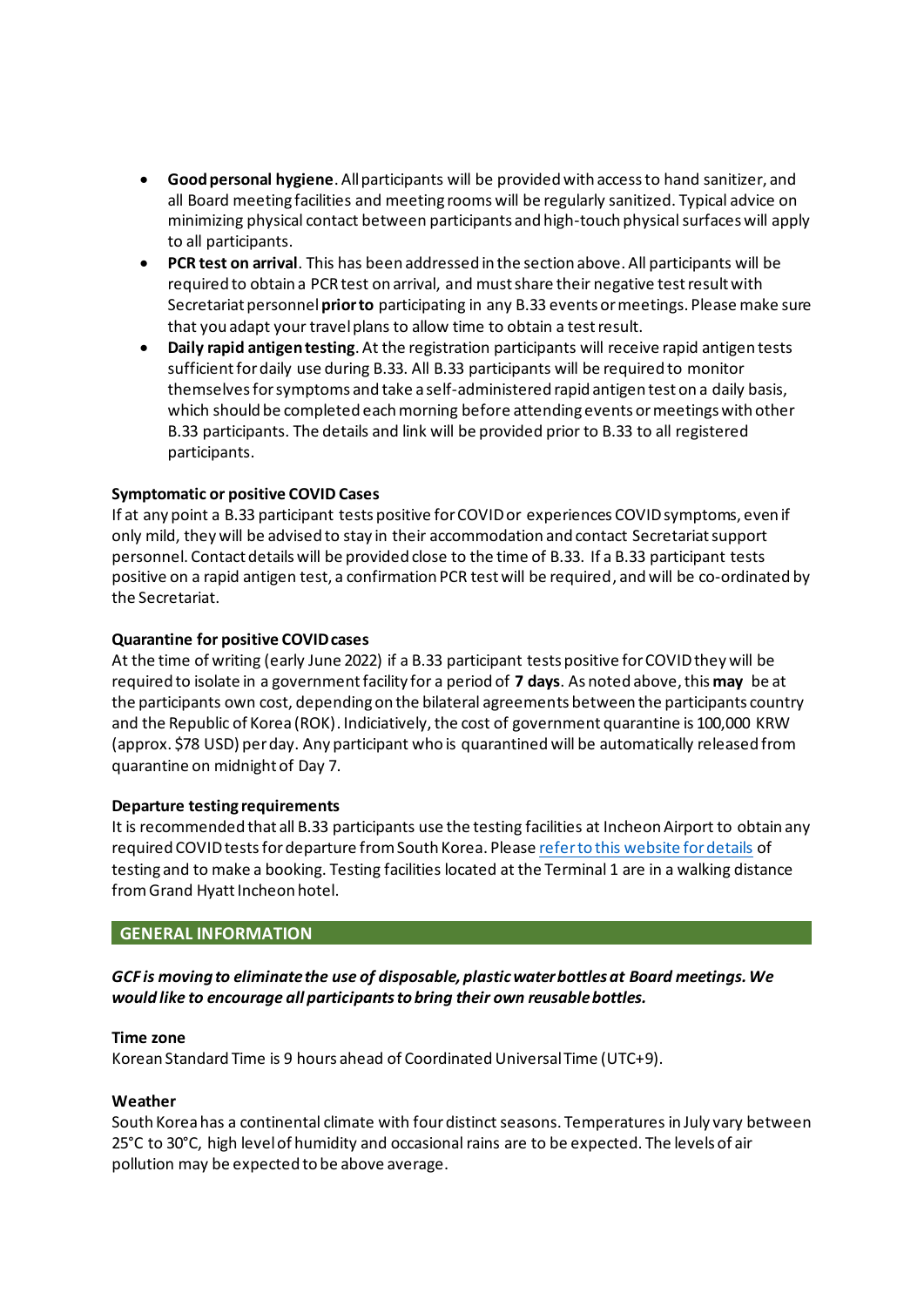- **Good personal hygiene**. All participants will be provided with access to hand sanitizer, and all Board meeting facilities and meeting rooms will be regularly sanitized. Typical advice on minimizing physical contact between participants and high-touch physical surfaces will apply to all participants.
- **PCR test on arrival**. This has been addressed in the section above. All participants will be required to obtain a PCR test on arrival, and must share their negative test result with Secretariat personnel **prior to** participating in any B.33 events or meetings. Please make sure that you adapt your travel plans to allow time to obtain a test result.
- **Daily rapid antigen testing**. At the registration participants will receive rapid antigen tests sufficient for daily use during B.33. All B.33 participants will be required to monitor themselves for symptoms and take a self-administered rapid antigen test on a daily basis, which should be completed each morning before attending events or meetings with other B.33 participants. The details and link will be provided prior to B.33 to all registered participants.

**Symptomatic or positive COVID Cases**

If at any point a B.33 participant tests positive for COVID or experiences COVID symptoms, even if only mild, they will be advised to stay in their accommodation and contact Secretariat support personnel. Contact details will be provided close to the time of B.33. If a B.33 participant tests positive on a rapid antigen test, a confirmation PCR test will be required, and will be co-ordinated by the Secretariat.

**Quarantine for positive COVID cases**

At the time of writing (early June 2022) if a B.33 participant tests positive for COVID they will be required to isolate in a government facility for a period of **7 days**. As noted above, this **may** be at the participants own cost, depending on the bilateral agreements between the participants country and the Republic of Korea (ROK). Indiciatively, the cost of government quarantine is 100,000 KRW (approx. $78 USD) per day. Any participant who is quarantined will be automatically released from quarantine on midnight of Day 7.

**Departure testing requirements**

It is recommended that all B.33 participants use the testing facilities at Incheon Airport to obtain any required COVID tests for departure from South Korea. Please refer to this website for details of testing and to make a booking. Testing facilities located at the Terminal 1 are in a walking distance from Grand Hyatt Incheon hotel.

## GENERAL INFORMATION

***GCF is moving to eliminate the use of disposable, plastic water bottles at Board meetings. We would like to encourage all participants to bring their own reusable bottles.***

**Time zone**

Korean Standard Time is 9 hours ahead of Coordinated Universal Time (UTC+9).

**Weather**

South Korea has a continental climate with four distinct seasons. Temperatures in July vary between 25°C to 30°C, high level of humidity and occasional rains are to be expected. The levels of air pollution may be expected to be above average.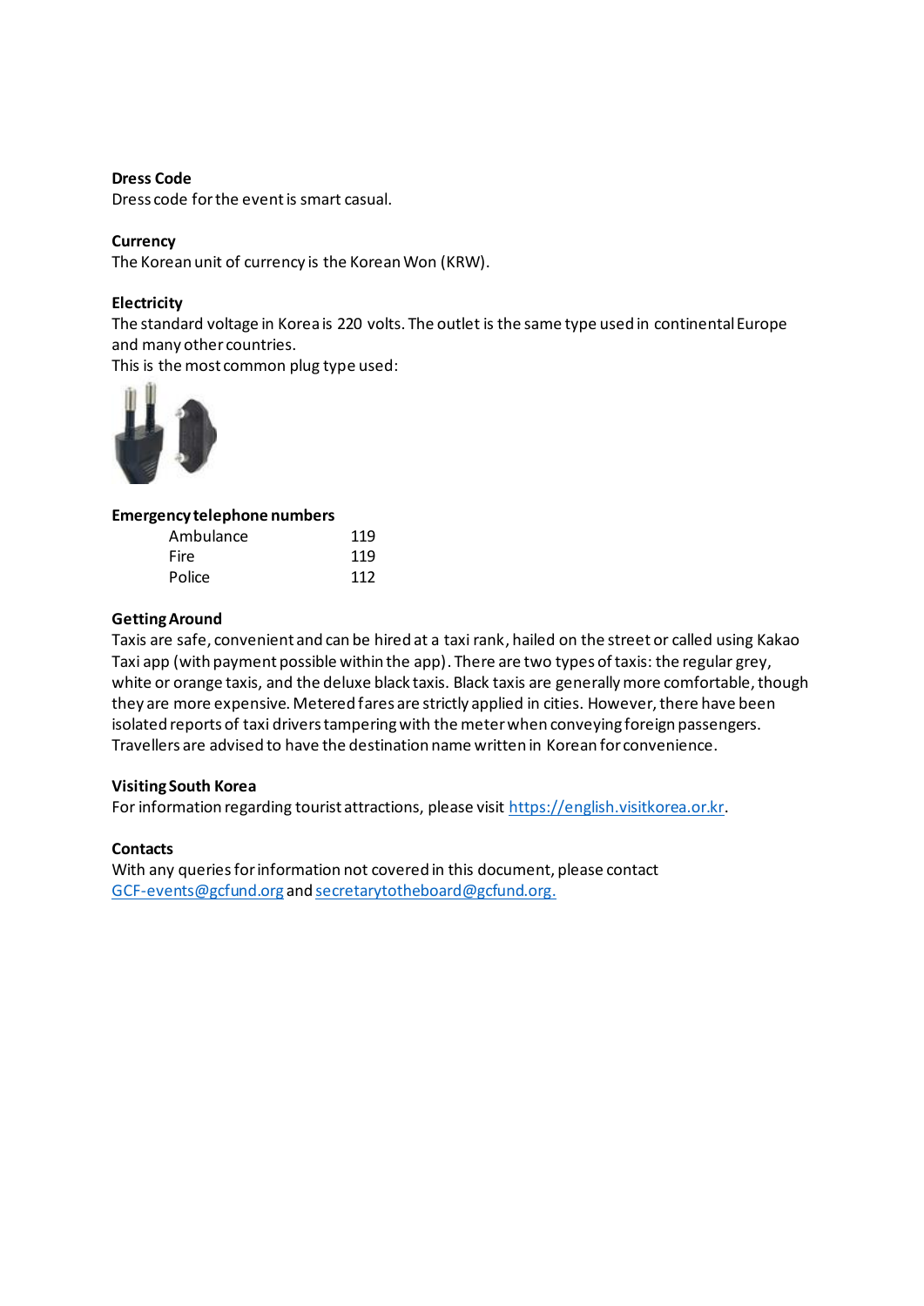**Dress Code**

Dress code for the event is smart casual.

**Currency**

The Korean unit of currency is the Korean Won (KRW).

**Electricity**

The standard voltage in Korea is 220 volts. The outlet is the same type used in continental Europe and many other countries.
This is the most common plug type used:

**Emergency telephone numbers**

| | |
|---|---|
| Ambulance | 119 |
| Fire | 119 |
| Police | 112 |

**Getting Around**

Taxis are safe, convenient and can be hired at a taxi rank, hailed on the street or called using Kakao Taxi app (with payment possible within the app). There are two types of taxis: the regular grey, white or orange taxis, and the deluxe black taxis. Black taxis are generally more comfortable, though they are more expensive. Metered fares are strictly applied in cities. However, there have been isolated reports of taxi drivers tampering with the meter when conveying foreign passengers. Travellers are advised to have the destination name written in Korean for convenience.

**Visiting South Korea**

For information regarding tourist attractions, please visit https://english.visitkorea.or.kr.

**Contacts**

With any queries for information not covered in this document, please contact GCF-events@gcfund.org and secretarytotheboard@gcfund.org.